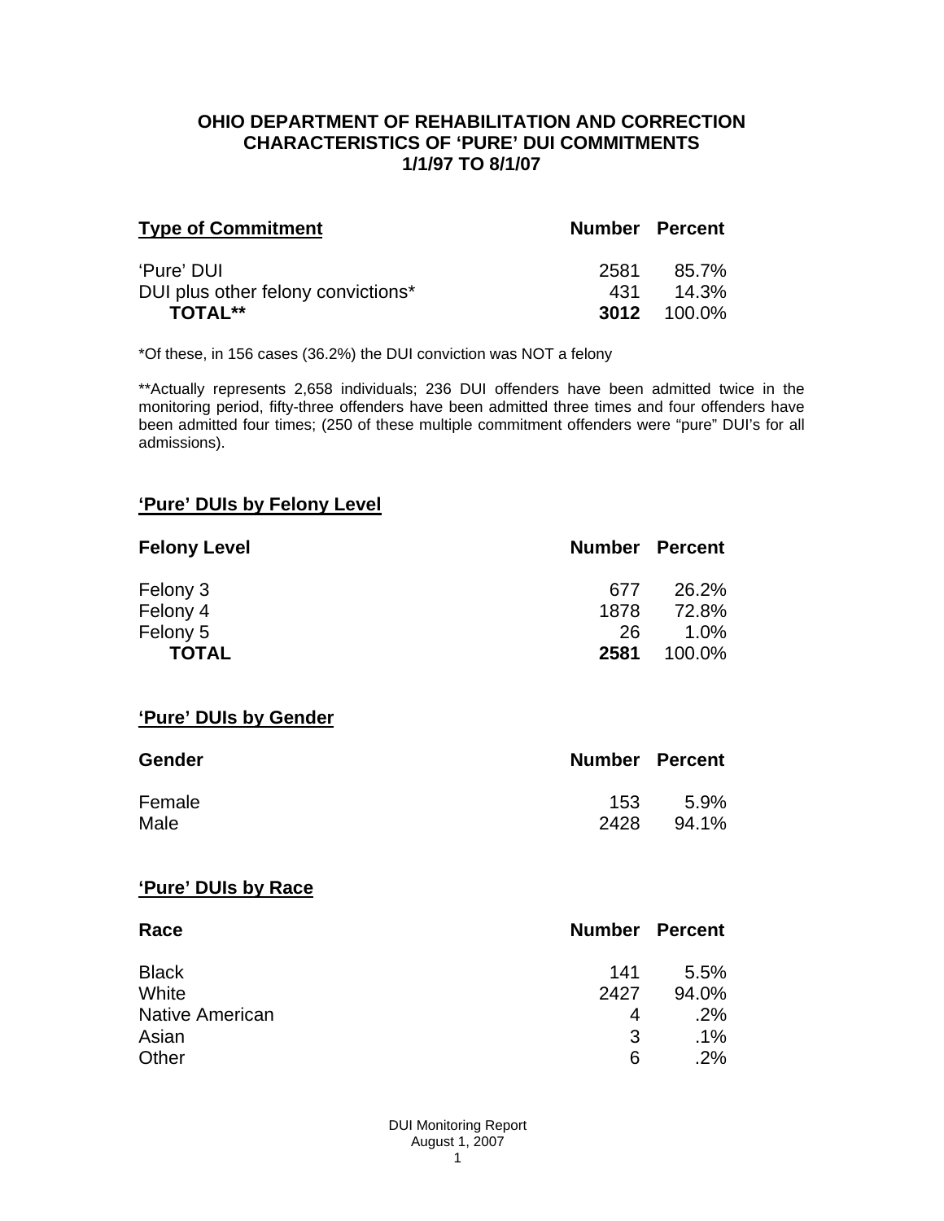# OHIO DEPARTMENT OF REHABILITATION AND CORRECTION
## CHARACTERISTICS OF 'PURE' DUI COMMITMENTS
### 1/1/97 TO 8/1/07

| Type of Commitment | Number | Percent |
|---|---|---|
| 'Pure' DUI | 2581 | 85.7% |
| DUI plus other felony convictions* | 431 | 14.3% |
| **TOTAL**** | **3012** | 100.0% |

*Of these, in 156 cases (36.2%) the DUI conviction was NOT a felony

**Actually represents 2,658 individuals; 236 DUI offenders have been admitted twice in the monitoring period, fifty-three offenders have been admitted three times and four offenders have been admitted four times; (250 of these multiple commitment offenders were "pure" DUI's for all admissions).

## 'Pure' DUIs by Felony Level

| Felony Level | Number | Percent |
|---|---|---|
| Felony 3 | 677 | 26.2% |
| Felony 4 | 1878 | 72.8% |
| Felony 5 | 26 | 1.0% |
| **TOTAL** | **2581** | 100.0% |

## 'Pure' DUIs by Gender

| Gender | Number | Percent |
|---|---|---|
| Female | 153 | 5.9% |
| Male | 2428 | 94.1% |

## 'Pure' DUIs by Race

| Race | Number | Percent |
|---|---|---|
| Black | 141 | 5.5% |
| White | 2427 | 94.0% |
| Native American | 4 | .2% |
| Asian | 3 | .1% |
| Other | 6 | .2% |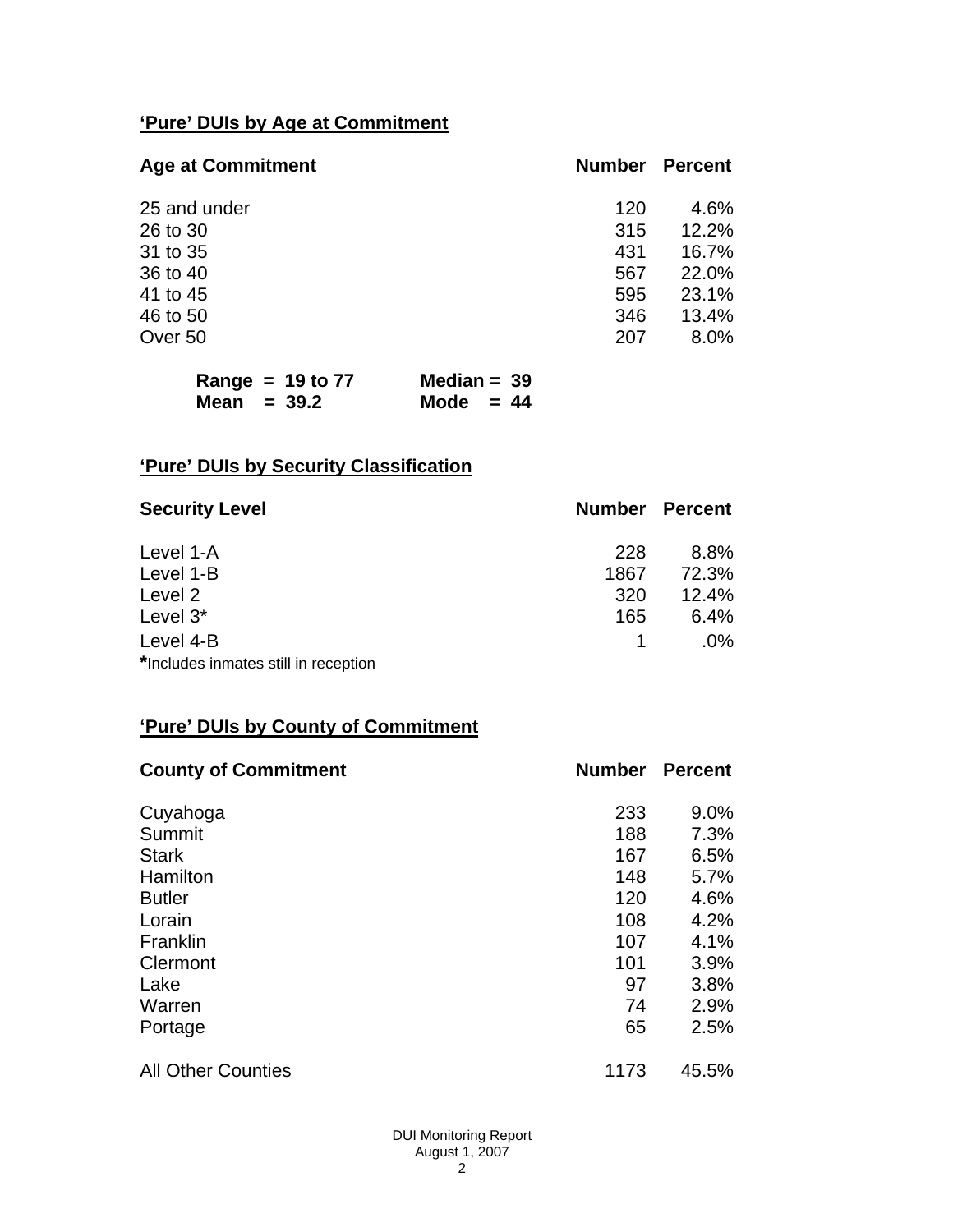## 'Pure' DUIs by Age at Commitment

| Age at Commitment | Number | Percent |
|---|---|---|
| 25 and under | 120 | 4.6% |
| 26 to 30 | 315 | 12.2% |
| 31 to 35 | 431 | 16.7% |
| 36 to 40 | 567 | 22.0% |
| 41 to 45 | 595 | 23.1% |
| 46 to 50 | 346 | 13.4% |
| Over 50 | 207 | 8.0% |

**Range = 19 to 77** **Median = 39**
**Mean = 39.2** **Mode = 44**

## 'Pure' DUIs by Security Classification

| Security Level | Number | Percent |
|---|---|---|
| Level 1-A | 228 | 8.8% |
| Level 1-B | 1867 | 72.3% |
| Level 2 | 320 | 12.4% |
| Level 3* | 165 | 6.4% |
| Level 4-B | 1 | .0% |

**\***Includes inmates still in reception

## 'Pure' DUIs by County of Commitment

| County of Commitment | Number | Percent |
|---|---|---|
| Cuyahoga | 233 | 9.0% |
| Summit | 188 | 7.3% |
| Stark | 167 | 6.5% |
| Hamilton | 148 | 5.7% |
| Butler | 120 | 4.6% |
| Lorain | 108 | 4.2% |
| Franklin | 107 | 4.1% |
| Clermont | 101 | 3.9% |
| Lake | 97 | 3.8% |
| Warren | 74 | 2.9% |
| Portage | 65 | 2.5% |
| All Other Counties | 1173 | 45.5% |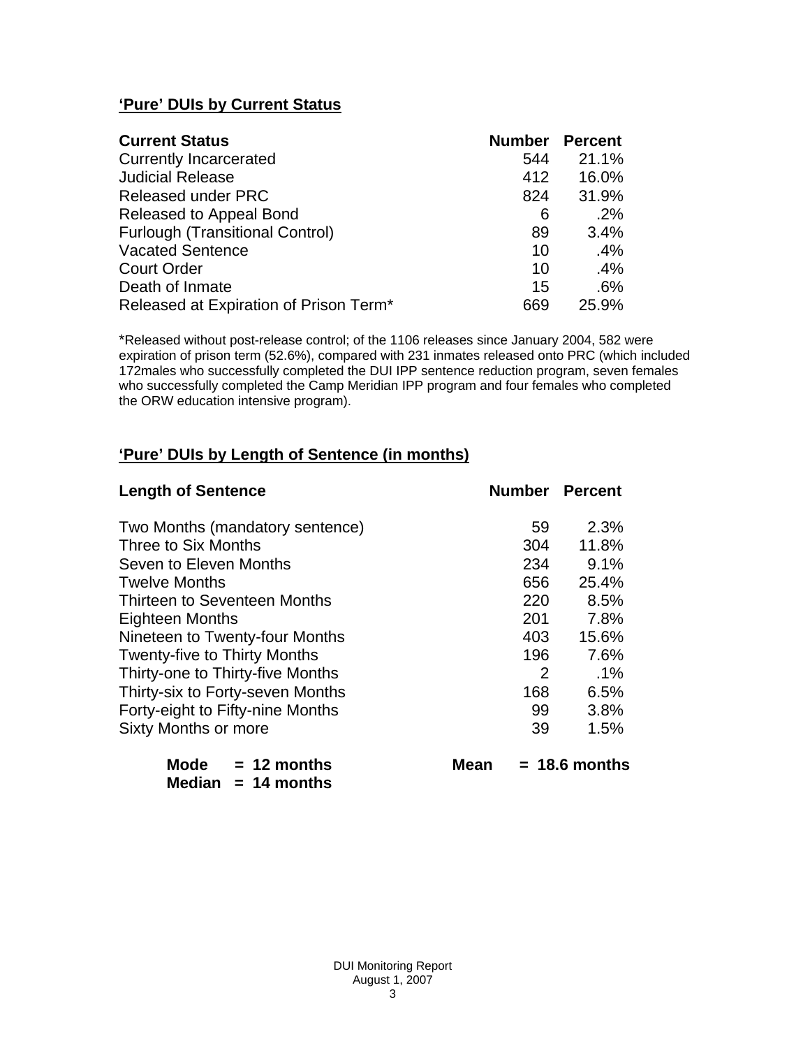## 'Pure' DUIs by Current Status

| Current Status | Number | Percent |
|---|---|---|
| Currently Incarcerated | 544 | 21.1% |
| Judicial Release | 412 | 16.0% |
| Released under PRC | 824 | 31.9% |
| Released to Appeal Bond | 6 | .2% |
| Furlough (Transitional Control) | 89 | 3.4% |
| Vacated Sentence | 10 | .4% |
| Court Order | 10 | .4% |
| Death of Inmate | 15 | .6% |
| Released at Expiration of Prison Term* | 669 | 25.9% |

*Released without post-release control; of the 1106 releases since January 2004, 582 were expiration of prison term (52.6%), compared with 231 inmates released onto PRC (which included 172males who successfully completed the DUI IPP sentence reduction program, seven females who successfully completed the Camp Meridian IPP program and four females who completed the ORW education intensive program).

## 'Pure' DUIs by Length of Sentence (in months)

| Length of Sentence | Number | Percent |
|---|---|---|
| Two Months (mandatory sentence) | 59 | 2.3% |
| Three to Six Months | 304 | 11.8% |
| Seven to Eleven Months | 234 | 9.1% |
| Twelve Months | 656 | 25.4% |
| Thirteen to Seventeen Months | 220 | 8.5% |
| Eighteen Months | 201 | 7.8% |
| Nineteen to Twenty-four Months | 403 | 15.6% |
| Twenty-five to Thirty Months | 196 | 7.6% |
| Thirty-one to Thirty-five Months | 2 | .1% |
| Thirty-six to Forty-seven Months | 168 | 6.5% |
| Forty-eight to Fifty-nine Months | 99 | 3.8% |
| Sixty Months or more | 39 | 1.5% |

**Mode = 12 months** **Mean = 18.6 months**
**Median = 14 months**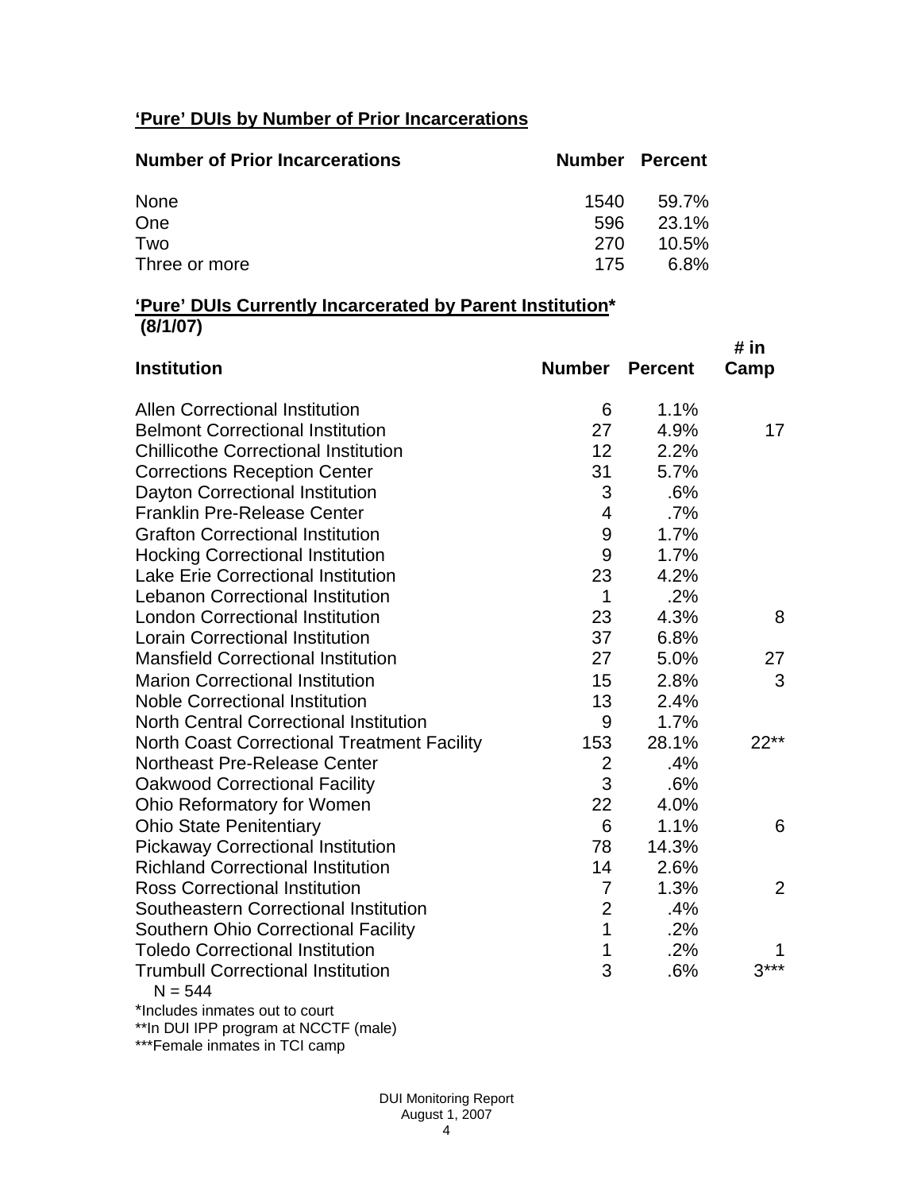## 'Pure' DUIs by Number of Prior Incarcerations

| Number of Prior Incarcerations | Number | Percent |
|---|---|---|
| None | 1540 | 59.7% |
| One | 596 | 23.1% |
| Two | 270 | 10.5% |
| Three or more | 175 | 6.8% |

## 'Pure' DUIs Currently Incarcerated by Parent Institution* (8/1/07)

| Institution | Number | Percent | # in Camp |
|---|---|---|---|
| Allen Correctional Institution | 6 | 1.1% | |
| Belmont Correctional Institution | 27 | 4.9% | 17 |
| Chillicothe Correctional Institution | 12 | 2.2% | |
| Corrections Reception Center | 31 | 5.7% | |
| Dayton Correctional Institution | 3 | .6% | |
| Franklin Pre-Release Center | 4 | .7% | |
| Grafton Correctional Institution | 9 | 1.7% | |
| Hocking Correctional Institution | 9 | 1.7% | |
| Lake Erie Correctional Institution | 23 | 4.2% | |
| Lebanon Correctional Institution | 1 | .2% | |
| London Correctional Institution | 23 | 4.3% | 8 |
| Lorain Correctional Institution | 37 | 6.8% | |
| Mansfield Correctional Institution | 27 | 5.0% | 27 |
| Marion Correctional Institution | 15 | 2.8% | 3 |
| Noble Correctional Institution | 13 | 2.4% | |
| North Central Correctional Institution | 9 | 1.7% | |
| North Coast Correctional Treatment Facility | 153 | 28.1% | 22** |
| Northeast Pre-Release Center | 2 | .4% | |
| Oakwood Correctional Facility | 3 | .6% | |
| Ohio Reformatory for Women | 22 | 4.0% | |
| Ohio State Penitentiary | 6 | 1.1% | 6 |
| Pickaway Correctional Institution | 78 | 14.3% | |
| Richland Correctional Institution | 14 | 2.6% | |
| Ross Correctional Institution | 7 | 1.3% | 2 |
| Southeastern Correctional Institution | 2 | .4% | |
| Southern Ohio Correctional Facility | 1 | .2% | |
| Toledo Correctional Institution | 1 | .2% | 1 |
| Trumbull Correctional Institution | 3 | .6% | 3*** |

N = 544

*Includes inmates out to court

**In DUI IPP program at NCCTF (male)

***Female inmates in TCI camp

DUI Monitoring Report
August 1, 2007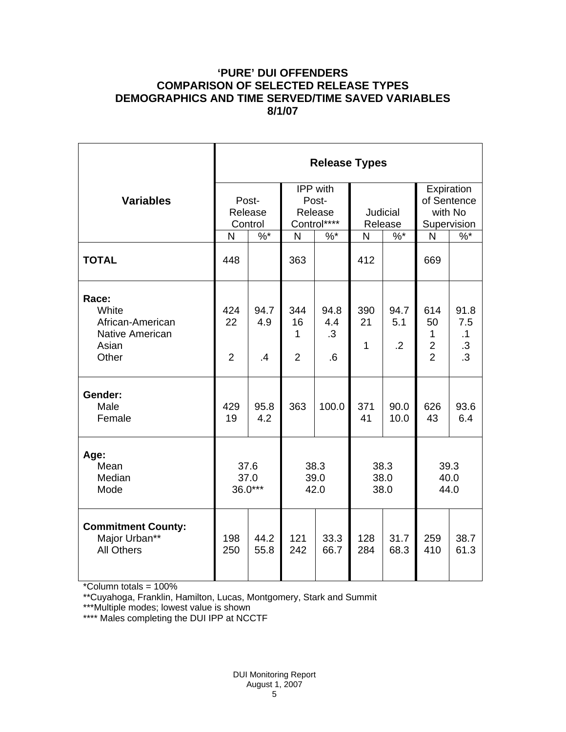# 'PURE' DUI OFFENDERS
# COMPARISON OF SELECTED RELEASE TYPES
# DEMOGRAPHICS AND TIME SERVED/TIME SAVED VARIABLES
# 8/1/07

| Variables | Release Types | | | | | | | |
|---|---|---|---|---|---|---|---|---|
| | Post-Release Control | | IPP with Post-Release Control**** | | Judicial Release | | Expiration of Sentence with No Supervision | |
| | N | %* | N | %* | N | %* | N | %* |
| **TOTAL** | 448 | | 363 | | 412 | | 669 | |
| **Race:** | | | | | | | | |
| White | 424 | 94.7 | 344 | 94.8 | 390 | 94.7 | 614 | 91.8 |
| African-American | 22 | 4.9 | 16 | 4.4 | 21 | 5.1 | 50 | 7.5 |
| Native American | | | 1 | .3 | 1 | .2 | 1 | .1 |
| Asian | | | | | | | 2 | .3 |
| Other | 2 | .4 | 2 | .6 | | | 2 | .3 |
| **Gender:** | | | | | | | | |
| Male | 429 | 95.8 | 363 | 100.0 | 371 | 90.0 | 626 | 93.6 |
| Female | 19 | 4.2 | | | 41 | 10.0 | 43 | 6.4 |
| **Age:** | | | | | | | | |
| Mean | 37.6 | | 38.3 | | 38.3 | | 39.3 | |
| Median | 37.0 | | 39.0 | | 38.0 | | 40.0 | |
| Mode | 36.0*** | | 42.0 | | 38.0 | | 44.0 | |
| **Commitment County:** | | | | | | | | |
| Major Urban** | 198 | 44.2 | 121 | 33.3 | 128 | 31.7 | 259 | 38.7 |
| All Others | 250 | 55.8 | 242 | 66.7 | 284 | 68.3 | 410 | 61.3 |

*Column totals = 100%

**Cuyahoga, Franklin, Hamilton, Lucas, Montgomery, Stark and Summit

***Multiple modes; lowest value is shown

**** Males completing the DUI IPP at NCCTF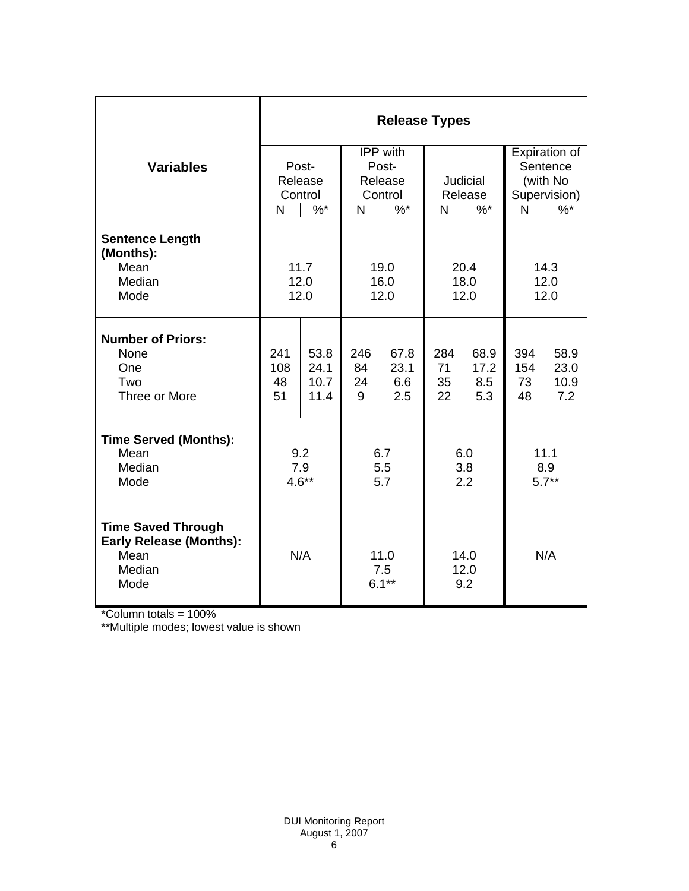| Variables | Release Types | | | | | | | |
|---|---|---|---|---|---|---|---|---|
| | Post-Release Control | | IPP with Post-Release Control | | Judicial Release | | Expiration of Sentence (with No Supervision) | |
| | N | %* | N | %* | N | %* | N | %* |
| **Sentence Length (Months):** | | | | | | | | |
| Mean | 11.7 | | 19.0 | | 20.4 | | 14.3 | |
| Median | 12.0 | | 16.0 | | 18.0 | | 12.0 | |
| Mode | 12.0 | | 12.0 | | 12.0 | | 12.0 | |
| **Number of Priors:** | | | | | | | | |
| None | 241 | 53.8 | 246 | 67.8 | 284 | 68.9 | 394 | 58.9 |
| One | 108 | 24.1 | 84 | 23.1 | 71 | 17.2 | 154 | 23.0 |
| Two | 48 | 10.7 | 24 | 6.6 | 35 | 8.5 | 73 | 10.9 |
| Three or More | 51 | 11.4 | 9 | 2.5 | 22 | 5.3 | 48 | 7.2 |
| **Time Served (Months):** | | | | | | | | |
| Mean | 9.2 | | 6.7 | | 6.0 | | 11.1 | |
| Median | 7.9 | | 5.5 | | 3.8 | | 8.9 | |
| Mode | 4.6** | | 5.7 | | 2.2 | | 5.7** | |
| **Time Saved Through Early Release (Months):** | | | | | | | | |
| Mean | N/A | | 11.0 | | 14.0 | | N/A | |
| Median | | | 7.5 | | 12.0 | | | |
| Mode | | | 6.1** | | 9.2 | | | |

*Column totals = 100%

**Multiple modes; lowest value is shown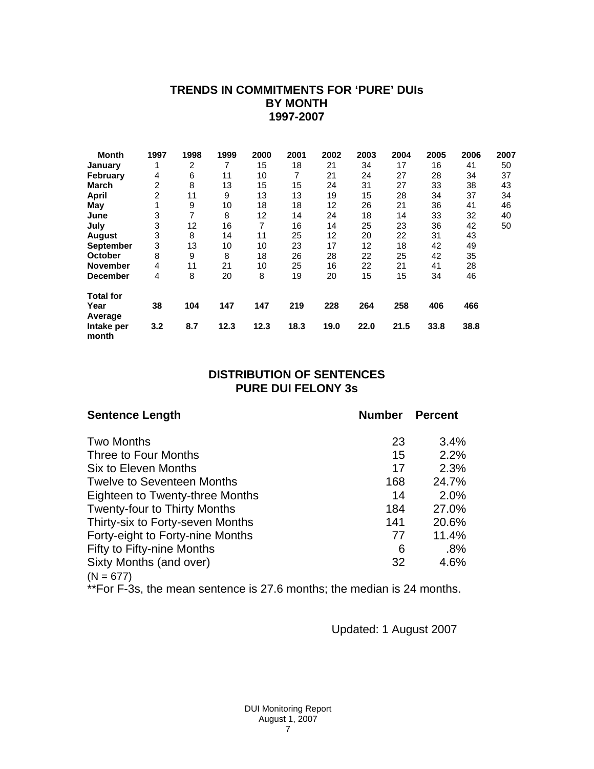## TRENDS IN COMMITMENTS FOR 'PURE' DUIs BY MONTH 1997-2007

| Month | 1997 | 1998 | 1999 | 2000 | 2001 | 2002 | 2003 | 2004 | 2005 | 2006 | 2007 |
|---|---|---|---|---|---|---|---|---|---|---|---|
| **January** | 1 | 2 | 7 | 15 | 18 | 21 | 34 | 17 | 16 | 41 | 50 |
| **February** | 4 | 6 | 11 | 10 | 7 | 21 | 24 | 27 | 28 | 34 | 37 |
| **March** | 2 | 8 | 13 | 15 | 15 | 24 | 31 | 27 | 33 | 38 | 43 |
| **April** | 2 | 11 | 9 | 13 | 13 | 19 | 15 | 28 | 34 | 37 | 34 |
| **May** | 1 | 9 | 10 | 18 | 18 | 12 | 26 | 21 | 36 | 41 | 46 |
| **June** | 3 | 7 | 8 | 12 | 14 | 24 | 18 | 14 | 33 | 32 | 40 |
| **July** | 3 | 12 | 16 | 7 | 16 | 14 | 25 | 23 | 36 | 42 | 50 |
| **August** | 3 | 8 | 14 | 11 | 25 | 12 | 20 | 22 | 31 | 43 | |
| **September** | 3 | 13 | 10 | 10 | 23 | 17 | 12 | 18 | 42 | 49 | |
| **October** | 8 | 9 | 8 | 18 | 26 | 28 | 22 | 25 | 42 | 35 | |
| **November** | 4 | 11 | 21 | 10 | 25 | 16 | 22 | 21 | 41 | 28 | |
| **December** | 4 | 8 | 20 | 8 | 19 | 20 | 15 | 15 | 34 | 46 | |
| **Total for Year** | **38** | **104** | **147** | **147** | **219** | **228** | **264** | **258** | **406** | **466** | |
| **Average Intake per month** | **3.2** | **8.7** | **12.3** | **12.3** | **18.3** | **19.0** | **22.0** | **21.5** | **33.8** | **38.8** | |

## DISTRIBUTION OF SENTENCES PURE DUI FELONY 3s

| Sentence Length | Number | Percent |
|---|---|---|
| Two Months | 23 | 3.4% |
| Three to Four Months | 15 | 2.2% |
| Six to Eleven Months | 17 | 2.3% |
| Twelve to Seventeen Months | 168 | 24.7% |
| Eighteen to Twenty-three Months | 14 | 2.0% |
| Twenty-four to Thirty Months | 184 | 27.0% |
| Thirty-six to Forty-seven Months | 141 | 20.6% |
| Forty-eight to Forty-nine Months | 77 | 11.4% |
| Fifty to Fifty-nine Months | 6 | .8% |
| Sixty Months (and over) | 32 | 4.6% |

(N = 677)

**For F-3s, the mean sentence is 27.6 months; the median is 24 months.

Updated: 1 August 2007